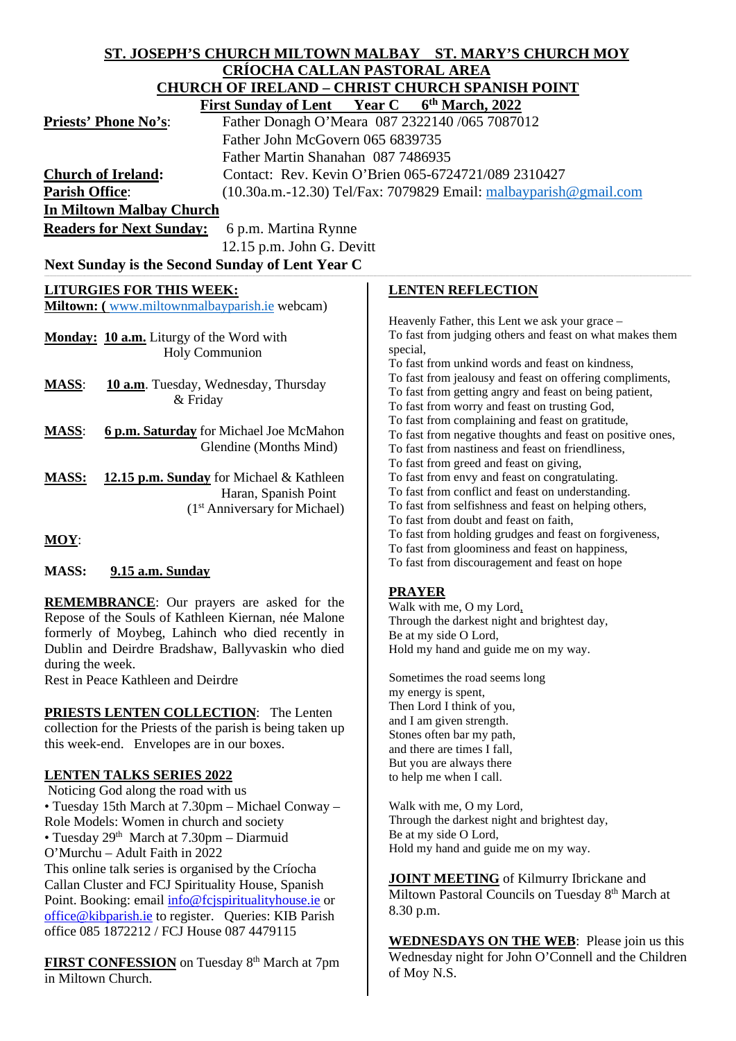# ST. JOSEPH'S CHURCH MILTOWN MALBAY ST. MARY'S CHURCH MOY

## CRÍOCHA CALLAN PASTORAL AREA

## CHURCH OF IRELAND – CHRIST CHURCH SPANISH POINT

**First Sunday of Lent Year C 6th March, 2022**

**Priests' Phone No's**: Father Donagh O'Meara 087 2322140 /065 7087012
Father John McGovern 065 6839735
Father Martin Shanahan 087 7486935

**Church of Ireland**: Contact: Rev. Kevin O'Brien 065-6724721/089 2310427

**Parish Office**: (10.30a.m.-12.30) Tel/Fax: 7079829 Email: malbayparish@gmail.com

**In Miltown Malbay Church**

**Readers for Next Sunday:** 6 p.m. Martina Rynne
12.15 p.m. John G. Devitt

**Next Sunday is the Second Sunday of Lent Year C**

**LITURGIES FOR THIS WEEK:**

**Miltown: (** www.miltownmalbayparish.ie webcam)

**Monday:** **10 a.m.** Liturgy of the Word with Holy Communion

**MASS**: **10 a.m**. Tuesday, Wednesday, Thursday & Friday

**MASS**: **6 p.m. Saturday** for Michael Joe McMahon Glendine (Months Mind)

**MASS:** **12.15 p.m. Sunday** for Michael & Kathleen Haran, Spanish Point (1st Anniversary for Michael)

**MOY**:

**MASS:** **9.15 a.m. Sunday**

**REMEMBRANCE**: Our prayers are asked for the Repose of the Souls of Kathleen Kiernan, née Malone formerly of Moybeg, Lahinch who died recently in Dublin and Deirdre Bradshaw, Ballyvaskin who died during the week.
Rest in Peace Kathleen and Deirdre

**PRIESTS LENTEN COLLECTION**: The Lenten collection for the Priests of the parish is being taken up this week-end. Envelopes are in our boxes.

**LENTEN TALKS SERIES 2022**

Noticing God along the road with us

- Tuesday 15th March at 7.30pm – Michael Conway – Role Models: Women in church and society
- Tuesday 29th March at 7.30pm – Diarmuid O'Murchu – Adult Faith in 2022

This online talk series is organised by the Críocha Callan Cluster and FCJ Spirituality House, Spanish Point. Booking: email info@fcjspiritualityhouse.ie or office@kibparish.ie to register. Queries: KIB Parish office 085 1872212 / FCJ House 087 4479115

**FIRST CONFESSION** on Tuesday 8th March at 7pm in Miltown Church.

**LENTEN REFLECTION**

Heavenly Father, this Lent we ask your grace –
To fast from judging others and feast on what makes them special,
To fast from unkind words and feast on kindness,
To fast from jealousy and feast on offering compliments,
To fast from getting angry and feast on being patient,
To fast from worry and feast on trusting God,
To fast from complaining and feast on gratitude,
To fast from negative thoughts and feast on positive ones,
To fast from nastiness and feast on friendliness,
To fast from greed and feast on giving,
To fast from envy and feast on congratulating.
To fast from conflict and feast on understanding.
To fast from selfishness and feast on helping others,
To fast from doubt and feast on faith,
To fast from holding grudges and feast on forgiveness,
To fast from gloominess and feast on happiness,
To fast from discouragement and feast on hope

**PRAYER**

Walk with me, O my Lord,
Through the darkest night and brightest day,
Be at my side O Lord,
Hold my hand and guide me on my way.

Sometimes the road seems long
my energy is spent,
Then Lord I think of you,
and I am given strength.
Stones often bar my path,
and there are times I fall,
But you are always there
to help me when I call.

Walk with me, O my Lord,
Through the darkest night and brightest day,
Be at my side O Lord,
Hold my hand and guide me on my way.

**JOINT MEETING** of Kilmurry Ibrickane and Miltown Pastoral Councils on Tuesday 8th March at 8.30 p.m.

**WEDNESDAYS ON THE WEB**: Please join us this Wednesday night for John O'Connell and the Children of Moy N.S.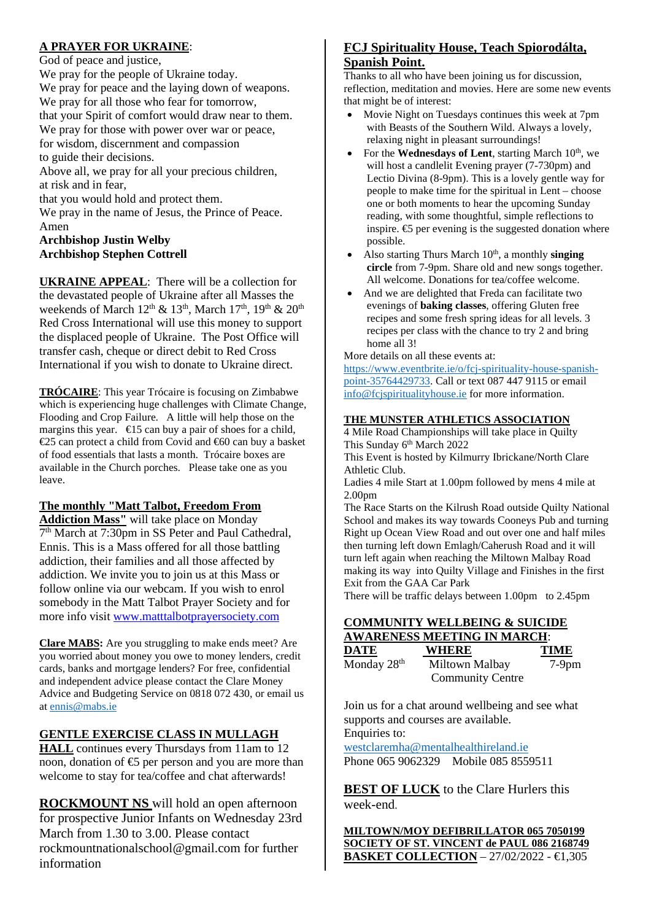**A PRAYER FOR UKRAINE**:

God of peace and justice,
We pray for the people of Ukraine today.
We pray for peace and the laying down of weapons.
We pray for all those who fear for tomorrow,
that your Spirit of comfort would draw near to them.
We pray for those with power over war or peace,
for wisdom, discernment and compassion
to guide their decisions.
Above all, we pray for all your precious children,
at risk and in fear,
that you would hold and protect them.
We pray in the name of Jesus, the Prince of Peace.
Amen

**Archbishop Justin Welby**
**Archbishop Stephen Cottrell**

**UKRAINE APPEAL**: There will be a collection for the devastated people of Ukraine after all Masses the weekends of March 12th & 13th, March 17th, 19th & 20th Red Cross International will use this money to support the displaced people of Ukraine. The Post Office will transfer cash, cheque or direct debit to Red Cross International if you wish to donate to Ukraine direct.

**TRÓCAIRE**: This year Trócaire is focusing on Zimbabwe which is experiencing huge challenges with Climate Change, Flooding and Crop Failure. A little will help those on the margins this year. €15 can buy a pair of shoes for a child, €25 can protect a child from Covid and €60 can buy a basket of food essentials that lasts a month. Trócaire boxes are available in the Church porches. Please take one as you leave.

**The monthly "Matt Talbot, Freedom From Addiction Mass"** will take place on Monday 7th March at 7:30pm in SS Peter and Paul Cathedral, Ennis. This is a Mass offered for all those battling addiction, their families and all those affected by addiction. We invite you to join us at this Mass or follow online via our webcam. If you wish to enrol somebody in the Matt Talbot Prayer Society and for more info visit www.matttalbotprayersociety.com

**Clare MABS:** Are you struggling to make ends meet? Are you worried about money you owe to money lenders, credit cards, banks and mortgage lenders? For free, confidential and independent advice please contact the Clare Money Advice and Budgeting Service on 0818 072 430, or email us at ennis@mabs.ie

**GENTLE EXERCISE CLASS IN MULLAGH HALL** continues every Thursdays from 11am to 12 noon, donation of €5 per person and you are more than welcome to stay for tea/coffee and chat afterwards!

**ROCKMOUNT NS** will hold an open afternoon for prospective Junior Infants on Wednesday 23rd March from 1.30 to 3.00. Please contact rockmountnationalschool@gmail.com for further information

**FCJ Spirituality House, Teach Spiorodálta, Spanish Point.**

Thanks to all who have been joining us for discussion, reflection, meditation and movies. Here are some new events that might be of interest:

- Movie Night on Tuesdays continues this week at 7pm with Beasts of the Southern Wild. Always a lovely, relaxing night in pleasant surroundings!
- For the **Wednesdays of Lent**, starting March 10th, we will host a candlelit Evening prayer (7-730pm) and Lectio Divina (8-9pm). This is a lovely gentle way for people to make time for the spiritual in Lent – choose one or both moments to hear the upcoming Sunday reading, with some thoughtful, simple reflections to inspire. €5 per evening is the suggested donation where possible.
- Also starting Thurs March 10th, a monthly **singing circle** from 7-9pm. Share old and new songs together. All welcome. Donations for tea/coffee welcome.
- And we are delighted that Freda can facilitate two evenings of **baking classes**, offering Gluten free recipes and some fresh spring ideas for all levels. 3 recipes per class with the chance to try 2 and bring home all 3!

More details on all these events at: https://www.eventbrite.ie/o/fcj-spirituality-house-spanish-point-35764429733. Call or text 087 447 9115 or email info@fcjspiritualityhouse.ie for more information.

**THE MUNSTER ATHLETICS ASSOCIATION**

4 Mile Road Championships will take place in Quilty
This Sunday 6th March 2022
This Event is hosted by Kilmurry Ibrickane/North Clare Athletic Club.
Ladies 4 mile Start at 1.00pm followed by mens 4 mile at 2.00pm
The Race Starts on the Kilrush Road outside Quilty National School and makes its way towards Cooneys Pub and turning Right up Ocean View Road and out over one and half miles then turning left down Emlagh/Caherush Road and it will turn left again when reaching the Miltown Malbay Road making its way into Quilty Village and Finishes in the first Exit from the GAA Car Park
There will be traffic delays between 1.00pm to 2.45pm

**COMMUNITY WELLBEING & SUICIDE AWARENESS MEETING IN MARCH**:

| DATE | WHERE | TIME |
|---|---|---|
| Monday 28th | Miltown Malbay Community Centre | 7-9pm |

Join us for a chat around wellbeing and see what supports and courses are available.
Enquiries to:
westclaremha@mentalhealthireland.ie
Phone 065 9062329 Mobile 085 8559511

**BEST OF LUCK** to the Clare Hurlers this week-end.

**MILTOWN/MOY DEFIBRILLATOR 065 7050199**
**SOCIETY OF ST. VINCENT de PAUL 086 2168749**
**BASKET COLLECTION** – 27/02/2022 - €1,305